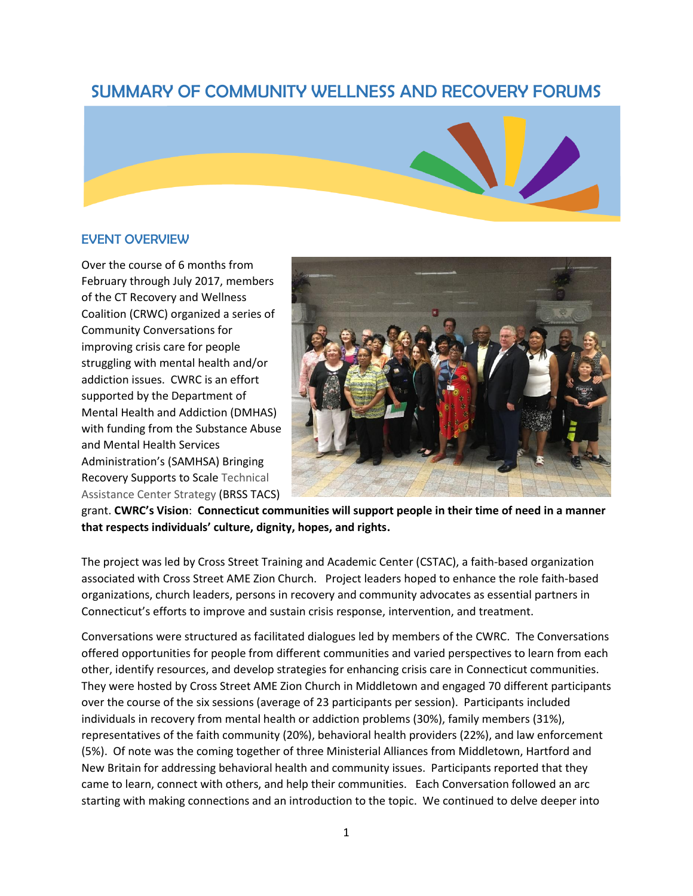# SUMMARY OF COMMUNITY WELLNESS AND RECOVERY FORUMS

## EVENT OVERVIEW

Over the course of 6 months from February through July 2017, members of the CT Recovery and Wellness Coalition (CRWC) organized a series of Community Conversations for improving crisis care for people struggling with mental health and/or addiction issues. CWRC is an effort supported by the Department of Mental Health and Addiction (DMHAS) with funding from the Substance Abuse and Mental Health Services Administration's (SAMHSA) Bringing Recovery Supports to Scale Technical Assistance Center Strategy (BRSS TACS) grant. **CWRC's Vision**: **Connecticut communities will support people in their time of need in a manner that respects individuals' culture, dignity, hopes, and rights.**

The project was led by Cross Street Training and Academic Center (CSTAC), a faith-based organization associated with Cross Street AME Zion Church. Project leaders hoped to enhance the role faith-based organizations, church leaders, persons in recovery and community advocates as essential partners in Connecticut's efforts to improve and sustain crisis response, intervention, and treatment.

Conversations were structured as facilitated dialogues led by members of the CWRC. The Conversations offered opportunities for people from different communities and varied perspectives to learn from each other, identify resources, and develop strategies for enhancing crisis care in Connecticut communities. They were hosted by Cross Street AME Zion Church in Middletown and engaged 70 different participants over the course of the six sessions (average of 23 participants per session). Participants included individuals in recovery from mental health or addiction problems (30%), family members (31%), representatives of the faith community (20%), behavioral health providers (22%), and law enforcement (5%). Of note was the coming together of three Ministerial Alliances from Middletown, Hartford and New Britain for addressing behavioral health and community issues. Participants reported that they came to learn, connect with others, and help their communities. Each Conversation followed an arc starting with making connections and an introduction to the topic. We continued to delve deeper into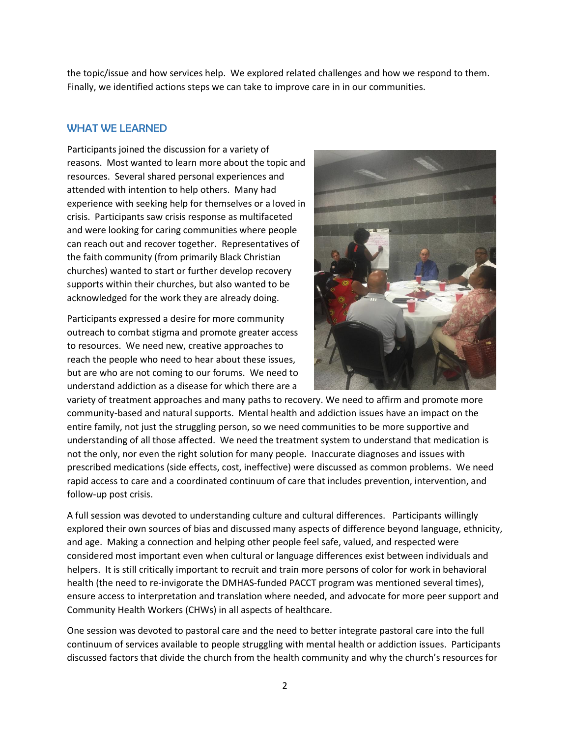the topic/issue and how services help. We explored related challenges and how we respond to them. Finally, we identified actions steps we can take to improve care in in our communities.

## WHAT WE LEARNED

Participants joined the discussion for a variety of reasons. Most wanted to learn more about the topic and resources. Several shared personal experiences and attended with intention to help others. Many had experience with seeking help for themselves or a loved in crisis. Participants saw crisis response as multifaceted and were looking for caring communities where people can reach out and recover together. Representatives of the faith community (from primarily Black Christian churches) wanted to start or further develop recovery supports within their churches, but also wanted to be acknowledged for the work they are already doing.

Participants expressed a desire for more community outreach to combat stigma and promote greater access to resources. We need new, creative approaches to reach the people who need to hear about these issues, but are who are not coming to our forums. We need to understand addiction as a disease for which there are a variety of treatment approaches and many paths to recovery. We need to affirm and promote more community-based and natural supports. Mental health and addiction issues have an impact on the entire family, not just the struggling person, so we need communities to be more supportive and understanding of all those affected. We need the treatment system to understand that medication is not the only, nor even the right solution for many people. Inaccurate diagnoses and issues with prescribed medications (side effects, cost, ineffective) were discussed as common problems. We need rapid access to care and a coordinated continuum of care that includes prevention, intervention, and follow-up post crisis.

A full session was devoted to understanding culture and cultural differences. Participants willingly explored their own sources of bias and discussed many aspects of difference beyond language, ethnicity, and age. Making a connection and helping other people feel safe, valued, and respected were considered most important even when cultural or language differences exist between individuals and helpers. It is still critically important to recruit and train more persons of color for work in behavioral health (the need to re-invigorate the DMHAS-funded PACCT program was mentioned several times), ensure access to interpretation and translation where needed, and advocate for more peer support and Community Health Workers (CHWs) in all aspects of healthcare.

One session was devoted to pastoral care and the need to better integrate pastoral care into the full continuum of services available to people struggling with mental health or addiction issues. Participants discussed factors that divide the church from the health community and why the church's resources for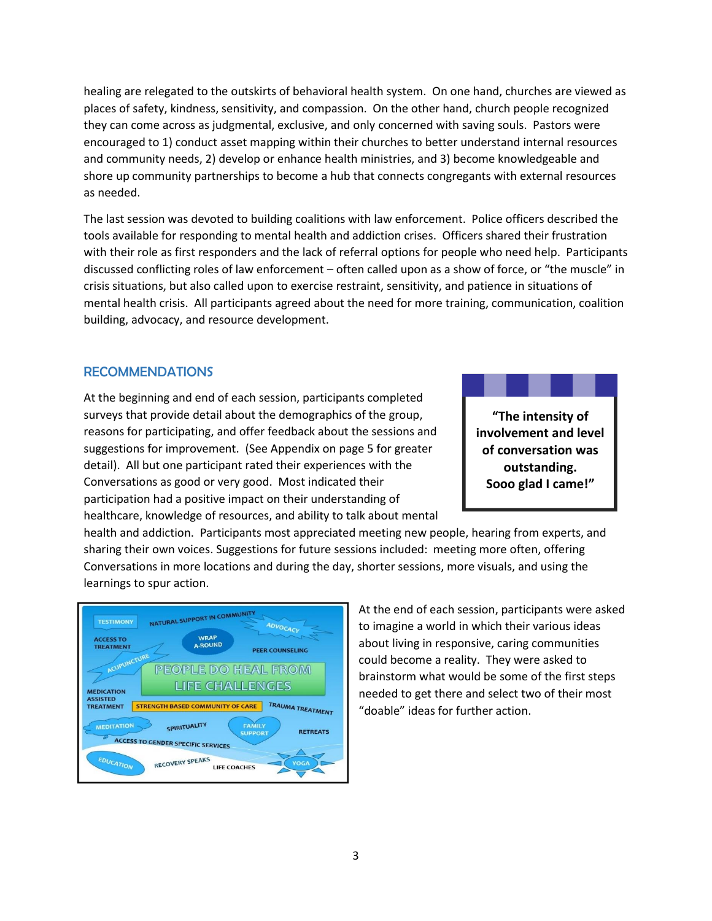healing are relegated to the outskirts of behavioral health system. On one hand, churches are viewed as places of safety, kindness, sensitivity, and compassion. On the other hand, church people recognized they can come across as judgmental, exclusive, and only concerned with saving souls. Pastors were encouraged to 1) conduct asset mapping within their churches to better understand internal resources and community needs, 2) develop or enhance health ministries, and 3) become knowledgeable and shore up community partnerships to become a hub that connects congregants with external resources as needed.

The last session was devoted to building coalitions with law enforcement. Police officers described the tools available for responding to mental health and addiction crises. Officers shared their frustration with their role as first responders and the lack of referral options for people who need help. Participants discussed conflicting roles of law enforcement – often called upon as a show of force, or "the muscle" in crisis situations, but also called upon to exercise restraint, sensitivity, and patience in situations of mental health crisis. All participants agreed about the need for more training, communication, coalition building, advocacy, and resource development.

## RECOMMENDATIONS

At the beginning and end of each session, participants completed surveys that provide detail about the demographics of the group, reasons for participating, and offer feedback about the sessions and suggestions for improvement. (See Appendix on page 5 for greater detail). All but one participant rated their experiences with the Conversations as good or very good. Most indicated their participation had a positive impact on their understanding of healthcare, knowledge of resources, and ability to talk about mental health and addiction. Participants most appreciated meeting new people, hearing from experts, and sharing their own voices. Suggestions for future sessions included: meeting more often, offering Conversations in more locations and during the day, shorter sessions, more visuals, and using the learnings to spur action.

> **"The intensity of involvement and level of conversation was outstanding. Sooo glad I came!"**

TESTIMONY · NATURAL SUPPORT IN COMMUNITY · ADVOCACY · ACCESS TO TREATMENT · WRAP A-ROUND · PEER COUNSELING · ACUPUNCTURE · **PEOPLE DO HEAL FROM LIFE CHALLENGES** · MEDICATION ASSISTED TREATMENT · STRENGTH BASED COMMUNITY OF CARE · TRAUMA TREATMENT · MEDITATION · SPIRITUALITY · FAMILY SUPPORT · RETREATS · ACCESS TO GENDER SPECIFIC SERVICES · EDUCATION · RECOVERY SPEAKS · LIFE COACHES · YOGA

At the end of each session, participants were asked to imagine a world in which their various ideas about living in responsive, caring communities could become a reality. They were asked to brainstorm what would be some of the first steps needed to get there and select two of their most "doable" ideas for further action.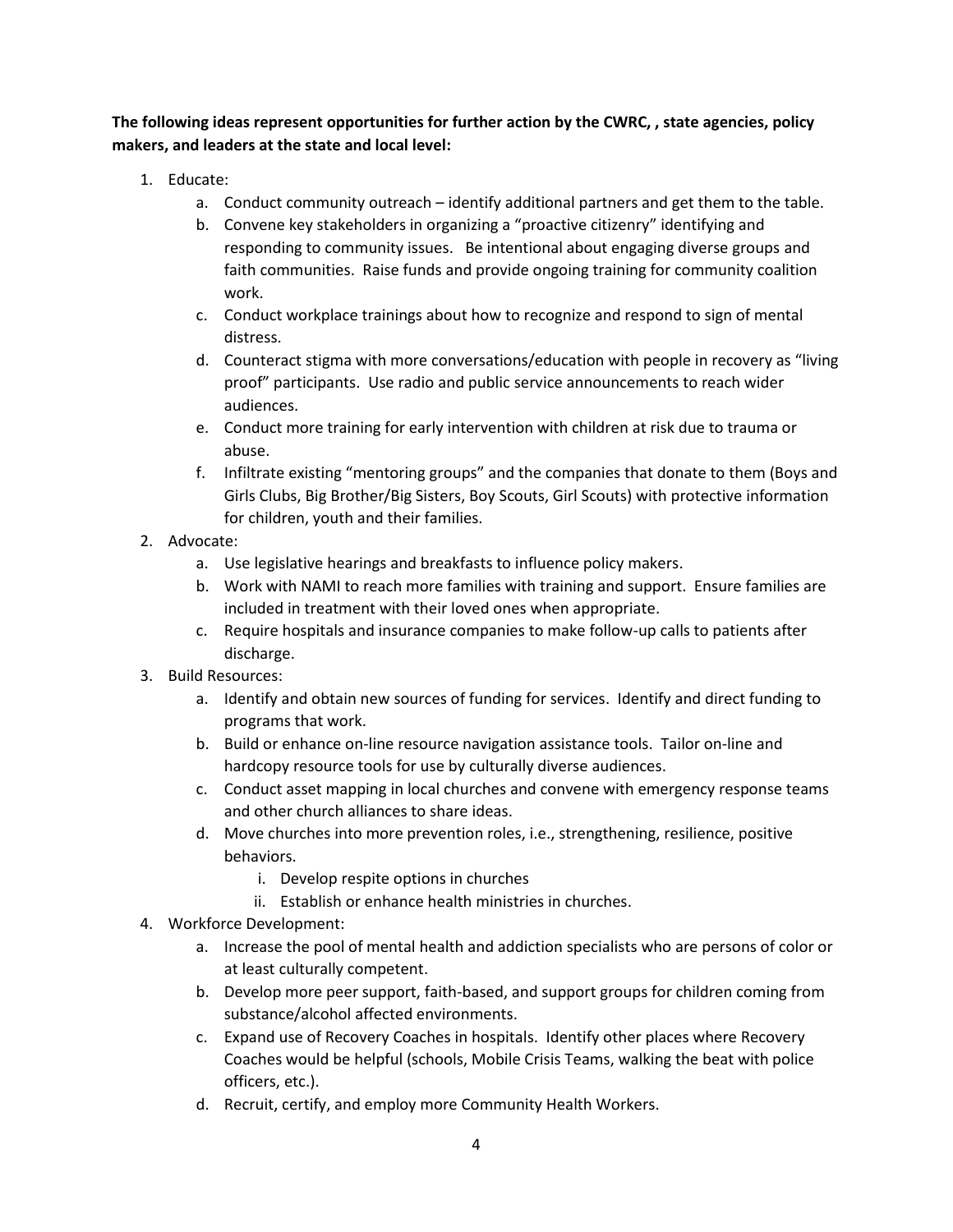**The following ideas represent opportunities for further action by the CWRC, , state agencies, policy makers, and leaders at the state and local level:**

1. Educate:
    a. Conduct community outreach – identify additional partners and get them to the table.
    b. Convene key stakeholders in organizing a "proactive citizenry" identifying and responding to community issues. Be intentional about engaging diverse groups and faith communities. Raise funds and provide ongoing training for community coalition work.
    c. Conduct workplace trainings about how to recognize and respond to sign of mental distress.
    d. Counteract stigma with more conversations/education with people in recovery as "living proof" participants. Use radio and public service announcements to reach wider audiences.
    e. Conduct more training for early intervention with children at risk due to trauma or abuse.
    f. Infiltrate existing "mentoring groups" and the companies that donate to them (Boys and Girls Clubs, Big Brother/Big Sisters, Boy Scouts, Girl Scouts) with protective information for children, youth and their families.
2. Advocate:
    a. Use legislative hearings and breakfasts to influence policy makers.
    b. Work with NAMI to reach more families with training and support. Ensure families are included in treatment with their loved ones when appropriate.
    c. Require hospitals and insurance companies to make follow-up calls to patients after discharge.
3. Build Resources:
    a. Identify and obtain new sources of funding for services. Identify and direct funding to programs that work.
    b. Build or enhance on-line resource navigation assistance tools. Tailor on-line and hardcopy resource tools for use by culturally diverse audiences.
    c. Conduct asset mapping in local churches and convene with emergency response teams and other church alliances to share ideas.
    d. Move churches into more prevention roles, i.e., strengthening, resilience, positive behaviors.
        i. Develop respite options in churches
        ii. Establish or enhance health ministries in churches.
4. Workforce Development:
    a. Increase the pool of mental health and addiction specialists who are persons of color or at least culturally competent.
    b. Develop more peer support, faith-based, and support groups for children coming from substance/alcohol affected environments.
    c. Expand use of Recovery Coaches in hospitals. Identify other places where Recovery Coaches would be helpful (schools, Mobile Crisis Teams, walking the beat with police officers, etc.).
    d. Recruit, certify, and employ more Community Health Workers.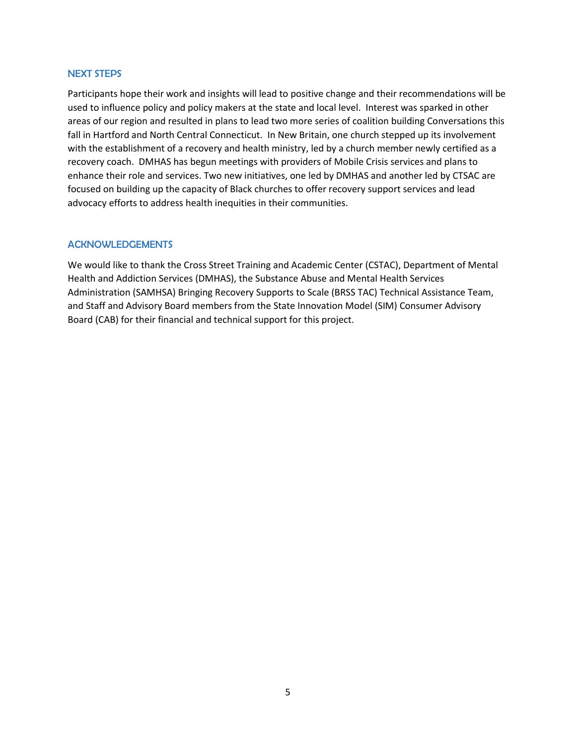## NEXT STEPS

Participants hope their work and insights will lead to positive change and their recommendations will be used to influence policy and policy makers at the state and local level. Interest was sparked in other areas of our region and resulted in plans to lead two more series of coalition building Conversations this fall in Hartford and North Central Connecticut. In New Britain, one church stepped up its involvement with the establishment of a recovery and health ministry, led by a church member newly certified as a recovery coach. DMHAS has begun meetings with providers of Mobile Crisis services and plans to enhance their role and services. Two new initiatives, one led by DMHAS and another led by CTSAC are focused on building up the capacity of Black churches to offer recovery support services and lead advocacy efforts to address health inequities in their communities.

## ACKNOWLEDGEMENTS

We would like to thank the Cross Street Training and Academic Center (CSTAC), Department of Mental Health and Addiction Services (DMHAS), the Substance Abuse and Mental Health Services Administration (SAMHSA) Bringing Recovery Supports to Scale (BRSS TAC) Technical Assistance Team, and Staff and Advisory Board members from the State Innovation Model (SIM) Consumer Advisory Board (CAB) for their financial and technical support for this project.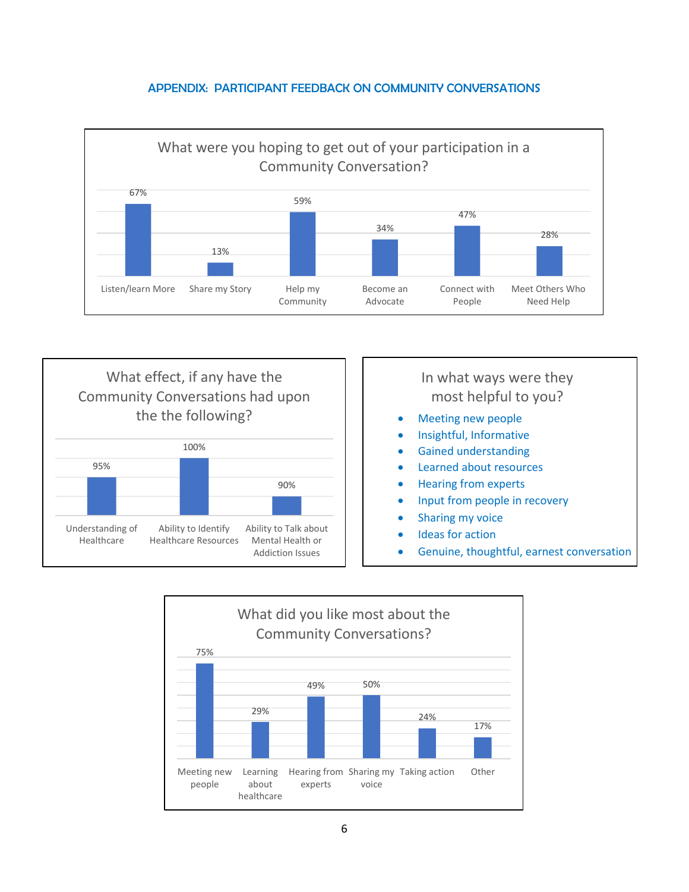## APPENDIX: PARTICIPANT FEEDBACK ON COMMUNITY CONVERSATIONS

What were you hoping to get out of your participation in a Community Conversation?

67%
13%
59%
34%
47%
28%

Listen/learn More
Share my Story
Help my Community
Become an Advocate
Connect with People
Meet Others Who Need Help

What effect, if any have the Community Conversations had upon the the following?

95%
100%
90%

Understanding of Healthcare
Ability to Identify Healthcare Resources
Ability to Talk about Mental Health or Addiction Issues

In what ways were they most helpful to you?

- Meeting new people
- Insightful, Informative
- Gained understanding
- Learned about resources
- Hearing from experts
- Input from people in recovery
- Sharing my voice
- Ideas for action
- Genuine, thoughtful, earnest conversation

What did you like most about the Community Conversations?

75%
29%
49%
50%
24%
17%

Meeting new people
Learning about healthcare
Hearing from experts
Sharing my voice
Taking action
Other